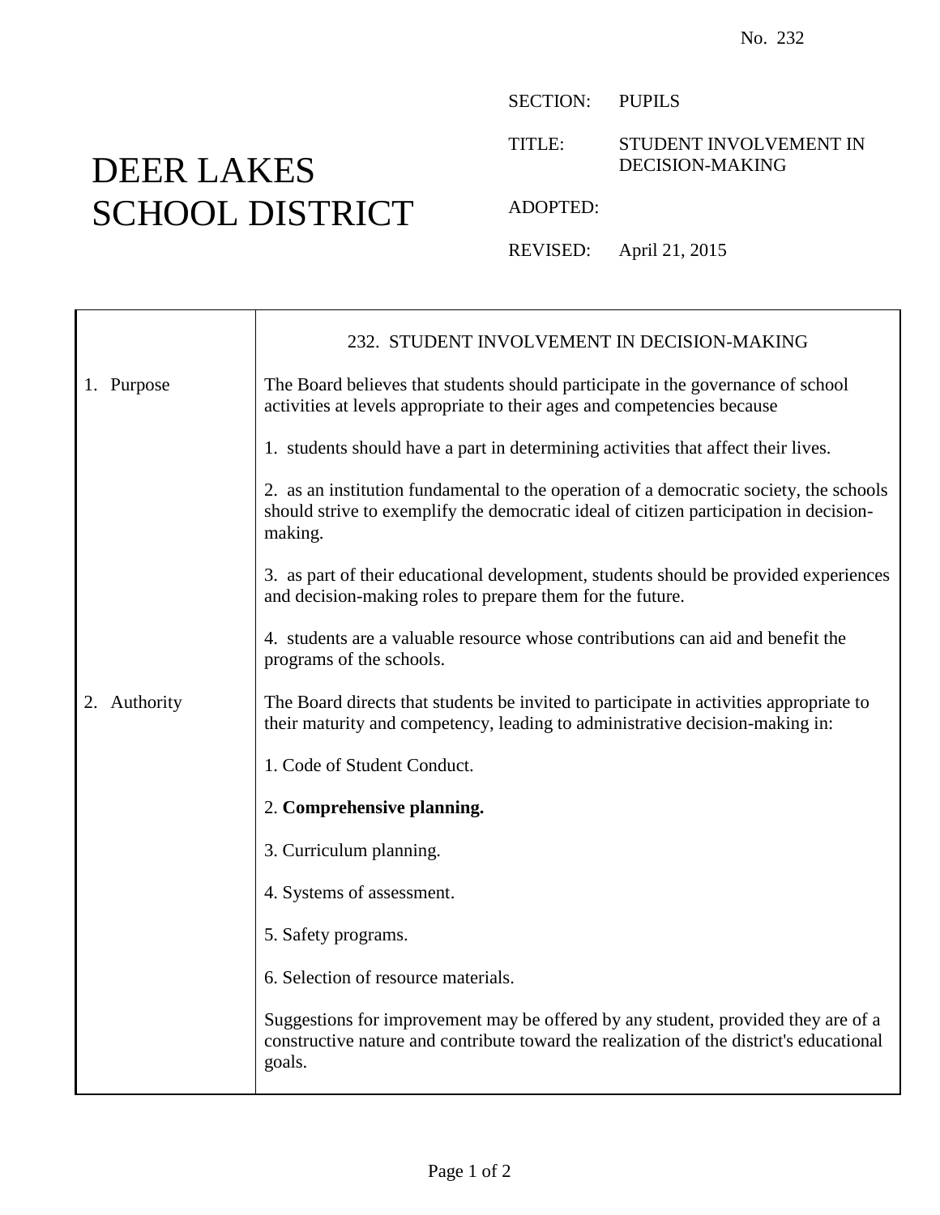No. 232

# DEER LAKES SCHOOL DISTRICT

SECTION: PUPILS

TITLE: STUDENT INVOLVEMENT IN DECISION-MAKING

ADOPTED:

REVISED: April 21, 2015

## 232. STUDENT INVOLVEMENT IN DECISION-MAKING

### 1. Purpose

The Board believes that students should participate in the governance of school activities at levels appropriate to their ages and competencies because

1. students should have a part in determining activities that affect their lives.

2. as an institution fundamental to the operation of a democratic society, the schools should strive to exemplify the democratic ideal of citizen participation in decision-making.

3. as part of their educational development, students should be provided experiences and decision-making roles to prepare them for the future.

4. students are a valuable resource whose contributions can aid and benefit the programs of the schools.

### 2. Authority

The Board directs that students be invited to participate in activities appropriate to their maturity and competency, leading to administrative decision-making in:

1. Code of Student Conduct.

2. **Comprehensive planning.**

3. Curriculum planning.

4. Systems of assessment.

5. Safety programs.

6. Selection of resource materials.

Suggestions for improvement may be offered by any student, provided they are of a constructive nature and contribute toward the realization of the district's educational goals.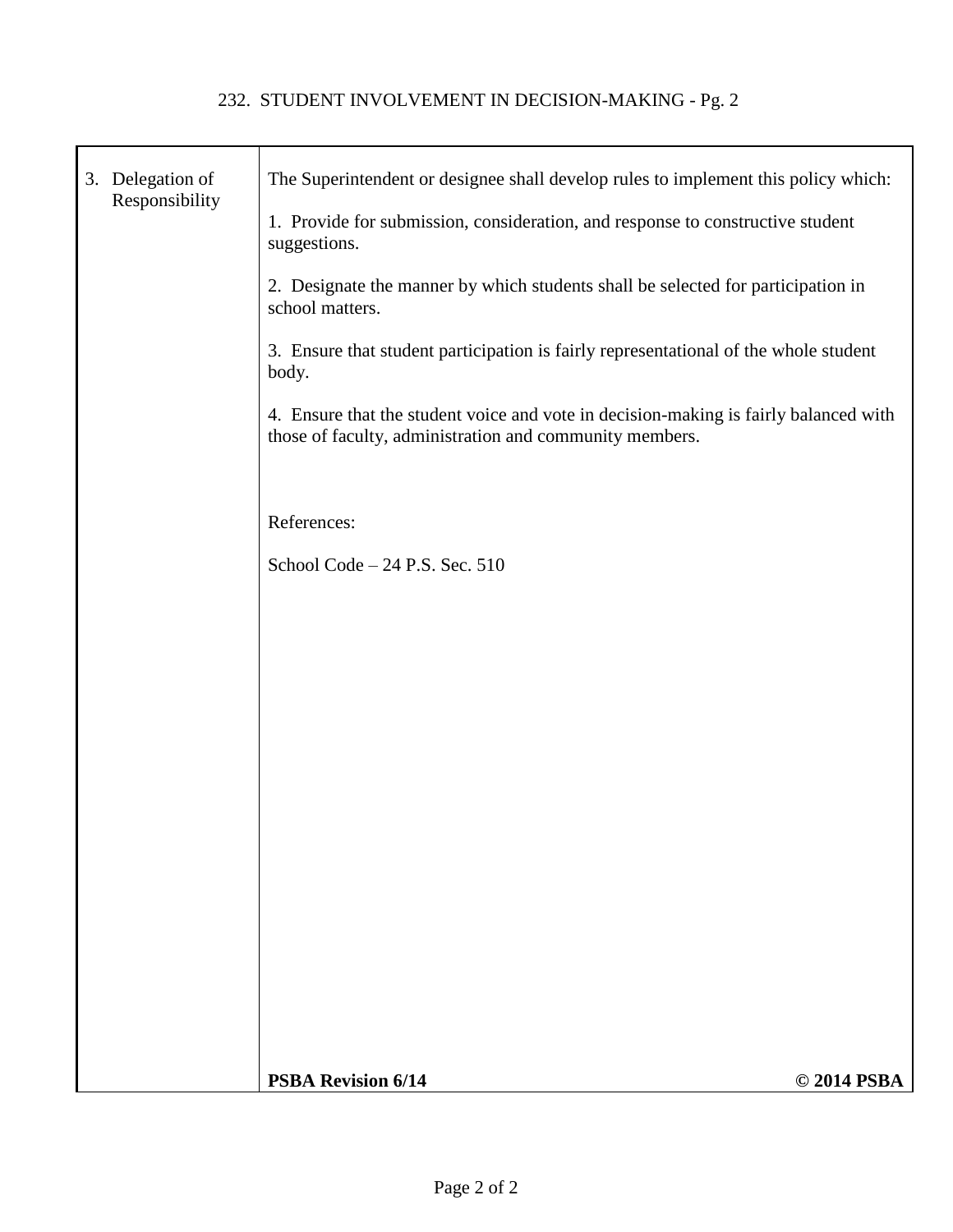## 3. Delegation of Responsibility

The Superintendent or designee shall develop rules to implement this policy which:

1. Provide for submission, consideration, and response to constructive student suggestions.

2. Designate the manner by which students shall be selected for participation in school matters.

3. Ensure that student participation is fairly representational of the whole student body.

4. Ensure that the student voice and vote in decision-making is fairly balanced with those of faculty, administration and community members.

References:

School Code – 24 P.S. Sec. 510

**PSBA Revision 6/14** **© 2014 PSBA**